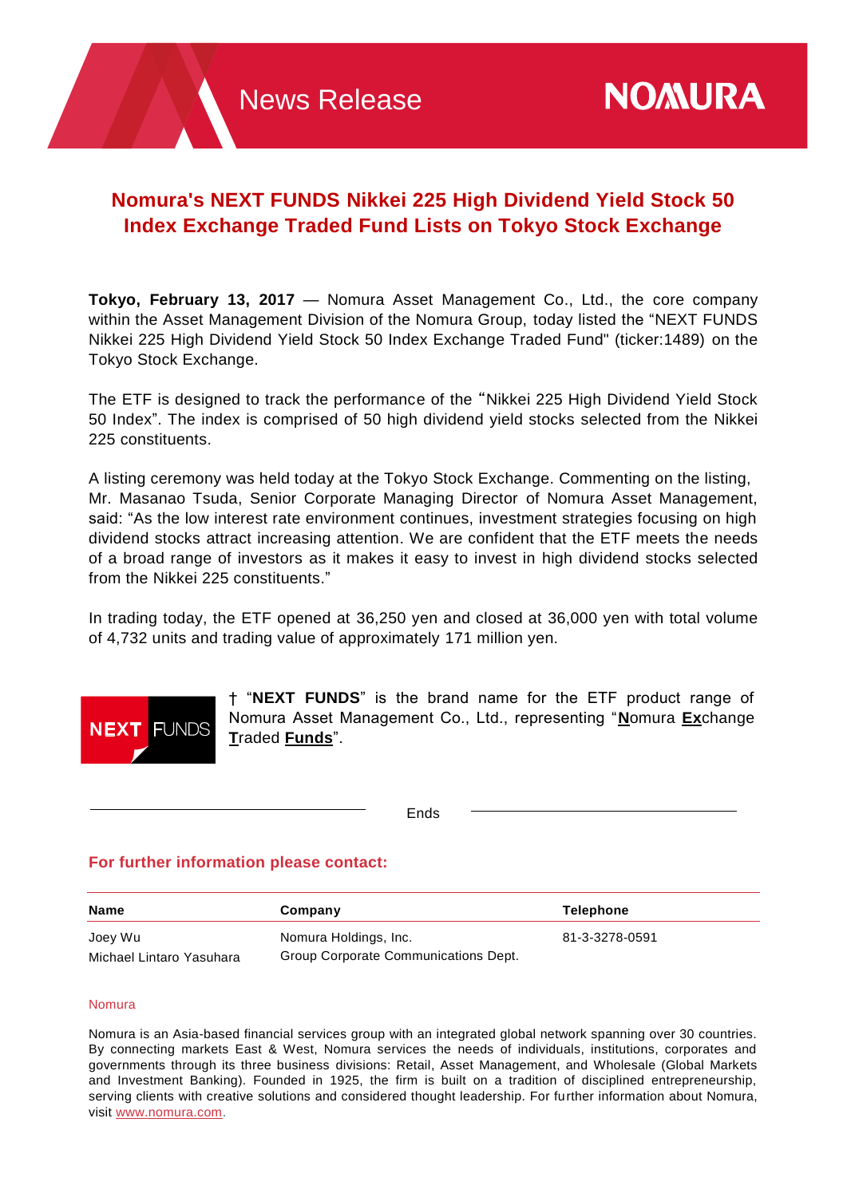News Release

NOMURA

# Nomura's NEXT FUNDS Nikkei 225 High Dividend Yield Stock 50 Index Exchange Traded Fund Lists on Tokyo Stock Exchange

**Tokyo, February 13, 2017** — Nomura Asset Management Co., Ltd., the core company within the Asset Management Division of the Nomura Group, today listed the "NEXT FUNDS Nikkei 225 High Dividend Yield Stock 50 Index Exchange Traded Fund" (ticker:1489) on the Tokyo Stock Exchange.

The ETF is designed to track the performance of the "Nikkei 225 High Dividend Yield Stock 50 Index". The index is comprised of 50 high dividend yield stocks selected from the Nikkei 225 constituents.

A listing ceremony was held today at the Tokyo Stock Exchange. Commenting on the listing, Mr. Masanao Tsuda, Senior Corporate Managing Director of Nomura Asset Management, said: "As the low interest rate environment continues, investment strategies focusing on high dividend stocks attract increasing attention. We are confident that the ETF meets the needs of a broad range of investors as it makes it easy to invest in high dividend stocks selected from the Nikkei 225 constituents."

In trading today, the ETF opened at 36,250 yen and closed at 36,000 yen with total volume of 4,732 units and trading value of approximately 171 million yen.

NEXT FUNDS

† "**NEXT FUNDS**" is the brand name for the ETF product range of Nomura Asset Management Co., Ltd., representing "**N**omura **Ex**change **T**raded **Funds**".

Ends

## For further information please contact:

| Name | Company | Telephone |
| --- | --- | --- |
| Joey Wu | Nomura Holdings, Inc. | 81-3-3278-0591 |
| Michael Lintaro Yasuhara | Group Corporate Communications Dept. | |

Nomura

Nomura is an Asia-based financial services group with an integrated global network spanning over 30 countries. By connecting markets East & West, Nomura services the needs of individuals, institutions, corporates and governments through its three business divisions: Retail, Asset Management, and Wholesale (Global Markets and Investment Banking). Founded in 1925, the firm is built on a tradition of disciplined entrepreneurship, serving clients with creative solutions and considered thought leadership. For further information about Nomura, visit www.nomura.com.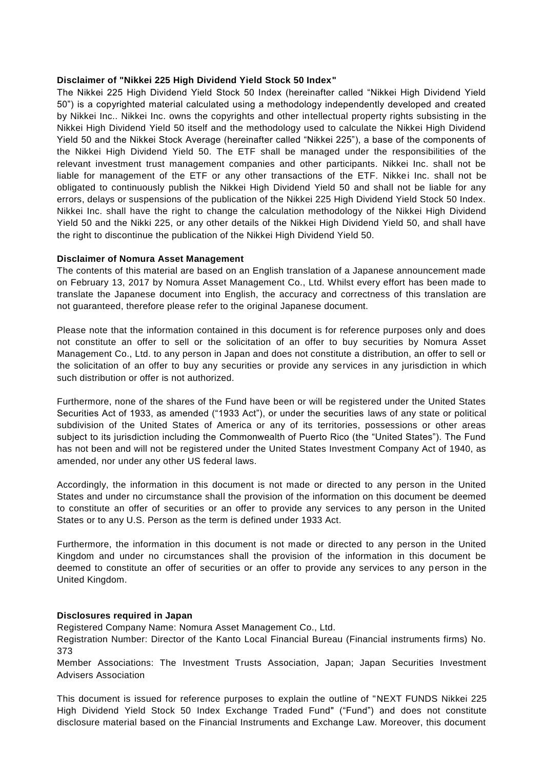**Disclaimer of "Nikkei 225 High Dividend Yield Stock 50 Index"**

The Nikkei 225 High Dividend Yield Stock 50 Index (hereinafter called "Nikkei High Dividend Yield 50") is a copyrighted material calculated using a methodology independently developed and created by Nikkei Inc.. Nikkei Inc. owns the copyrights and other intellectual property rights subsisting in the Nikkei High Dividend Yield 50 itself and the methodology used to calculate the Nikkei High Dividend Yield 50 and the Nikkei Stock Average (hereinafter called "Nikkei 225"), a base of the components of the Nikkei High Dividend Yield 50. The ETF shall be managed under the responsibilities of the relevant investment trust management companies and other participants. Nikkei Inc. shall not be liable for management of the ETF or any other transactions of the ETF. Nikkei Inc. shall not be obligated to continuously publish the Nikkei High Dividend Yield 50 and shall not be liable for any errors, delays or suspensions of the publication of the Nikkei 225 High Dividend Yield Stock 50 Index. Nikkei Inc. shall have the right to change the calculation methodology of the Nikkei High Dividend Yield 50 and the Nikki 225, or any other details of the Nikkei High Dividend Yield 50, and shall have the right to discontinue the publication of the Nikkei High Dividend Yield 50.

**Disclaimer of Nomura Asset Management**

The contents of this material are based on an English translation of a Japanese announcement made on February 13, 2017 by Nomura Asset Management Co., Ltd. Whilst every effort has been made to translate the Japanese document into English, the accuracy and correctness of this translation are not guaranteed, therefore please refer to the original Japanese document.

Please note that the information contained in this document is for reference purposes only and does not constitute an offer to sell or the solicitation of an offer to buy securities by Nomura Asset Management Co., Ltd. to any person in Japan and does not constitute a distribution, an offer to sell or the solicitation of an offer to buy any securities or provide any services in any jurisdiction in which such distribution or offer is not authorized.

Furthermore, none of the shares of the Fund have been or will be registered under the United States Securities Act of 1933, as amended ("1933 Act"), or under the securities laws of any state or political subdivision of the United States of America or any of its territories, possessions or other areas subject to its jurisdiction including the Commonwealth of Puerto Rico (the "United States"). The Fund has not been and will not be registered under the United States Investment Company Act of 1940, as amended, nor under any other US federal laws.

Accordingly, the information in this document is not made or directed to any person in the United States and under no circumstance shall the provision of the information on this document be deemed to constitute an offer of securities or an offer to provide any services to any person in the United States or to any U.S. Person as the term is defined under 1933 Act.

Furthermore, the information in this document is not made or directed to any person in the United Kingdom and under no circumstances shall the provision of the information in this document be deemed to constitute an offer of securities or an offer to provide any services to any person in the United Kingdom.

**Disclosures required in Japan**

Registered Company Name: Nomura Asset Management Co., Ltd.

Registration Number: Director of the Kanto Local Financial Bureau (Financial instruments firms) No. 373

Member Associations: The Investment Trusts Association, Japan; Japan Securities Investment Advisers Association

This document is issued for reference purposes to explain the outline of "NEXT FUNDS Nikkei 225 High Dividend Yield Stock 50 Index Exchange Traded Fund" ("Fund") and does not constitute disclosure material based on the Financial Instruments and Exchange Law. Moreover, this document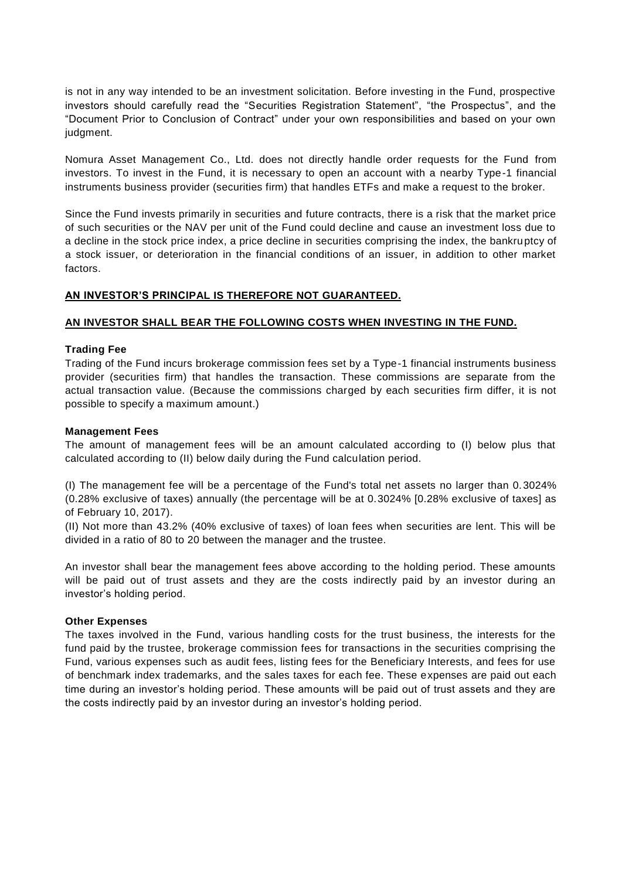is not in any way intended to be an investment solicitation. Before investing in the Fund, prospective investors should carefully read the “Securities Registration Statement”, “the Prospectus”, and the “Document Prior to Conclusion of Contract” under your own responsibilities and based on your own judgment.

Nomura Asset Management Co., Ltd. does not directly handle order requests for the Fund from investors. To invest in the Fund, it is necessary to open an account with a nearby Type-1 financial instruments business provider (securities firm) that handles ETFs and make a request to the broker.

Since the Fund invests primarily in securities and future contracts, there is a risk that the market price of such securities or the NAV per unit of the Fund could decline and cause an investment loss due to a decline in the stock price index, a price decline in securities comprising the index, the bankruptcy of a stock issuer, or deterioration in the financial conditions of an issuer, in addition to other market factors.

**AN INVESTOR’S PRINCIPAL IS THEREFORE NOT GUARANTEED.**

**AN INVESTOR SHALL BEAR THE FOLLOWING COSTS WHEN INVESTING IN THE FUND.**

**Trading Fee**

Trading of the Fund incurs brokerage commission fees set by a Type-1 financial instruments business provider (securities firm) that handles the transaction. These commissions are separate from the actual transaction value. (Because the commissions charged by each securities firm differ, it is not possible to specify a maximum amount.)

**Management Fees**

The amount of management fees will be an amount calculated according to (I) below plus that calculated according to (II) below daily during the Fund calculation period.

(I) The management fee will be a percentage of the Fund's total net assets no larger than 0.3024% (0.28% exclusive of taxes) annually (the percentage will be at 0.3024% [0.28% exclusive of taxes] as of February 10, 2017).

(II) Not more than 43.2% (40% exclusive of taxes) of loan fees when securities are lent. This will be divided in a ratio of 80 to 20 between the manager and the trustee.

An investor shall bear the management fees above according to the holding period. These amounts will be paid out of trust assets and they are the costs indirectly paid by an investor during an investor’s holding period.

**Other Expenses**

The taxes involved in the Fund, various handling costs for the trust business, the interests for the fund paid by the trustee, brokerage commission fees for transactions in the securities comprising the Fund, various expenses such as audit fees, listing fees for the Beneficiary Interests, and fees for use of benchmark index trademarks, and the sales taxes for each fee. These expenses are paid out each time during an investor’s holding period. These amounts will be paid out of trust assets and they are the costs indirectly paid by an investor during an investor’s holding period.